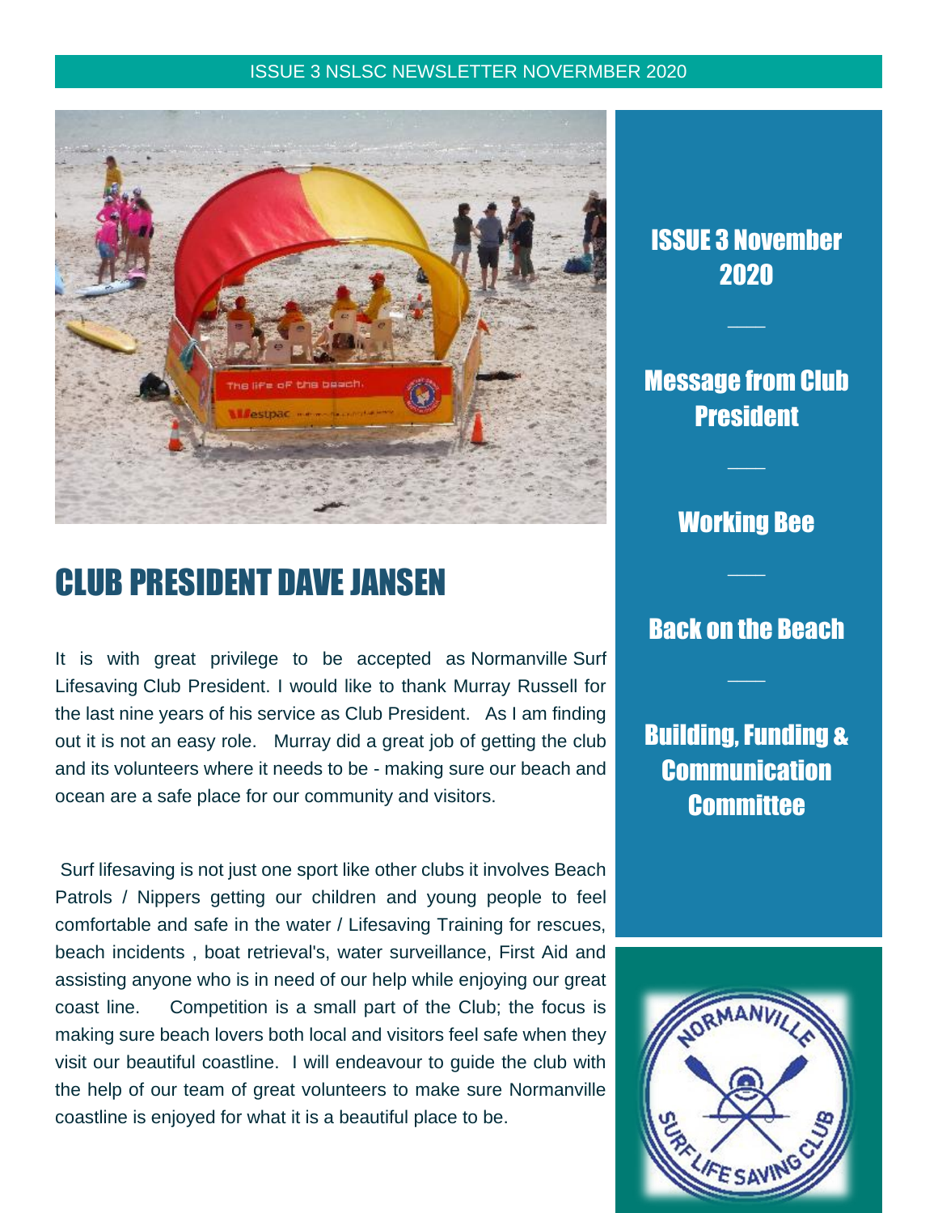ISSUE 3 NSLSC NEWSLETTER NOVERMBER 2020

# CLUB PRESIDENT DAVE JANSEN

It is with great privilege to be accepted as Normanville Surf Lifesaving Club President. I would like to thank Murray Russell for the last nine years of his service as Club President. As I am finding out it is not an easy role. Murray did a great job of getting the club and its volunteers where it needs to be - making sure our beach and ocean are a safe place for our community and visitors.

Surf lifesaving is not just one sport like other clubs it involves Beach Patrols / Nippers getting our children and young people to feel comfortable and safe in the water / Lifesaving Training for rescues, beach incidents , boat retrieval's, water surveillance, First Aid and assisting anyone who is in need of our help while enjoying our great coast line. Competition is a small part of the Club; the focus is making sure beach lovers both local and visitors feel safe when they visit our beautiful coastline. I will endeavour to guide the club with the help of our team of great volunteers to make sure Normanville coastline is enjoyed for what it is a beautiful place to be.

## ISSUE 3 November 2020

---

## Message from Club President

---

## Working Bee

---

## Back on the Beach

---

## Building, Funding & Communication Committee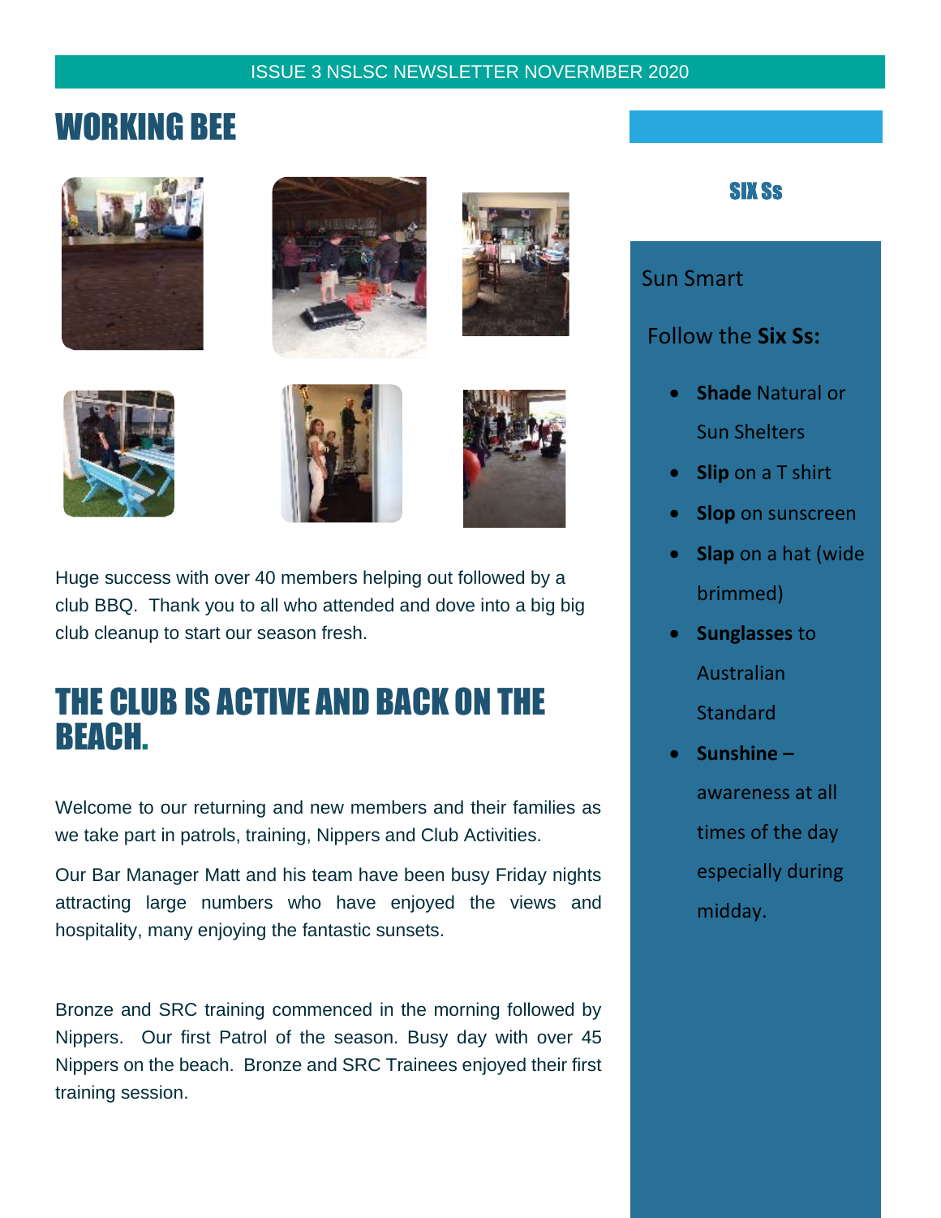# WORKING BEE

Huge success with over 40 members helping out followed by a club BBQ. Thank you to all who attended and dove into a big big club cleanup to start our season fresh.

# THE CLUB IS ACTIVE AND BACK ON THE BEACH.

Welcome to our returning and new members and their families as we take part in patrols, training, Nippers and Club Activities.

Our Bar Manager Matt and his team have been busy Friday nights attracting large numbers who have enjoyed the views and hospitality, many enjoying the fantastic sunsets.

Bronze and SRC training commenced in the morning followed by Nippers. Our first Patrol of the season. Busy day with over 45 Nippers on the beach. Bronze and SRC Trainees enjoyed their first training session.

## SIX Ss

Sun Smart

Follow the **Six Ss:**

- **Shade** Natural or Sun Shelters
- **Slip** on a T shirt
- **Slop** on sunscreen
- **Slap** on a hat (wide brimmed)
- **Sunglasses** to Australian Standard
- **Sunshine –** awareness at all times of the day especially during midday.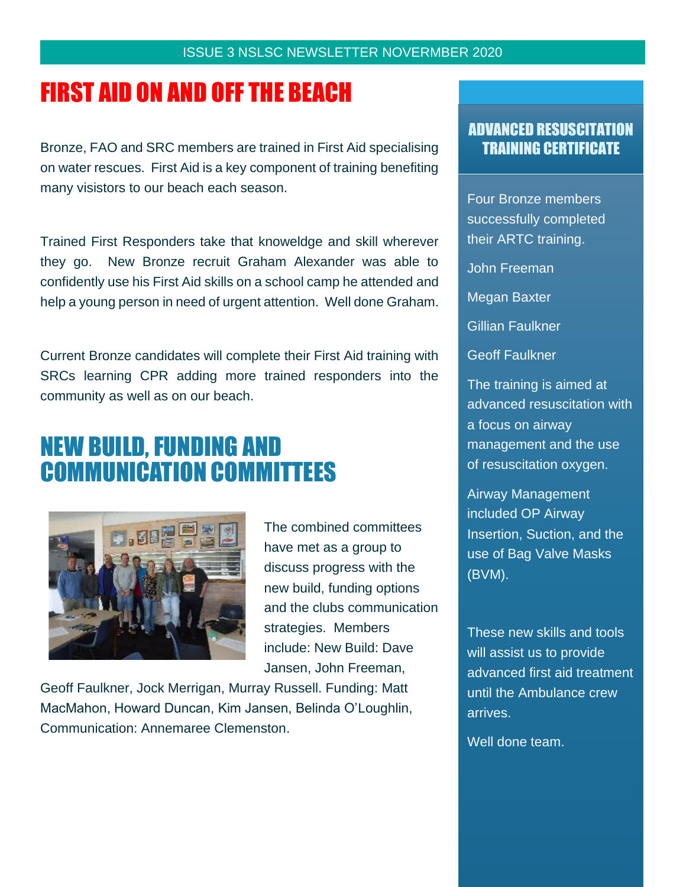# FIRST AID ON AND OFF THE BEACH

Bronze, FAO and SRC members are trained in First Aid specialising on water rescues. First Aid is a key component of training benefiting many visistors to our beach each season.

Trained First Responders take that knoweldge and skill wherever they go. New Bronze recruit Graham Alexander was able to confidently use his First Aid skills on a school camp he attended and help a young person in need of urgent attention. Well done Graham.

Current Bronze candidates will complete their First Aid training with SRCs learning CPR adding more trained responders into the community as well as on our beach.

# NEW BUILD, FUNDING AND COMMUNICATION COMMITTEES

The combined committees have met as a group to discuss progress with the new build, funding options and the clubs communication strategies. Members include: New Build: Dave Jansen, John Freeman, Geoff Faulkner, Jock Merrigan, Murray Russell. Funding: Matt MacMahon, Howard Duncan, Kim Jansen, Belinda O'Loughlin, Communication: Annemaree Clemenston.

## ADVANCED RESUSCITATION TRAINING CERTIFICATE

Four Bronze members successfully completed their ARTC training.

John Freeman

Megan Baxter

Gillian Faulkner

Geoff Faulkner

The training is aimed at advanced resuscitation with a focus on airway management and the use of resuscitation oxygen.

Airway Management included OP Airway Insertion, Suction, and the use of Bag Valve Masks (BVM).

These new skills and tools will assist us to provide advanced first aid treatment until the Ambulance crew arrives.

Well done team.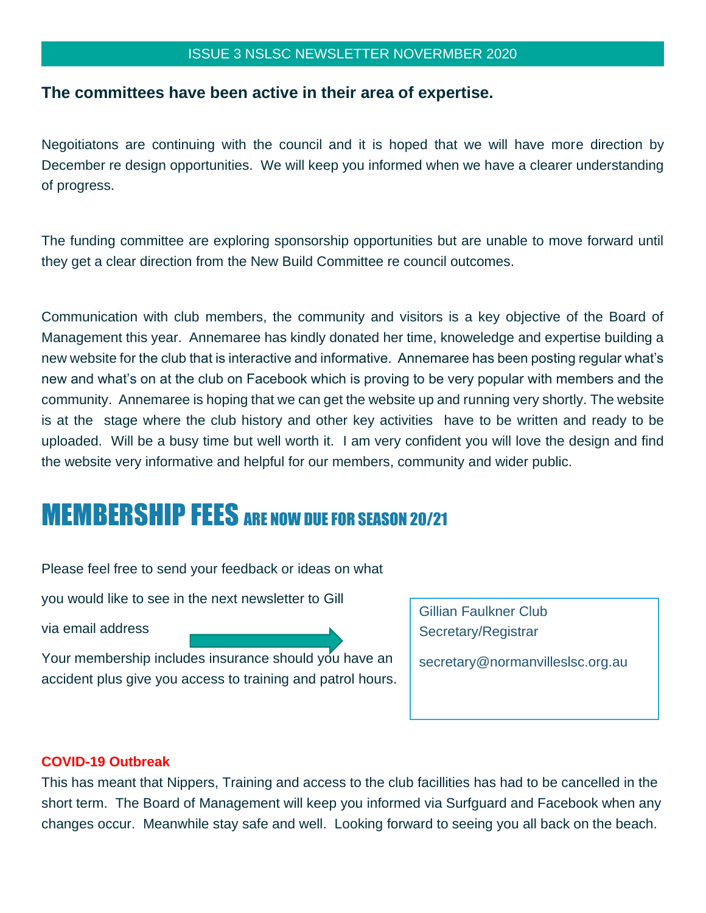## The committees have been active in their area of expertise.

Negoitiatons are continuing with the council and it is hoped that we will have more direction by December re design opportunities. We will keep you informed when we have a clearer understanding of progress.

The funding committee are exploring sponsorship opportunities but are unable to move forward until they get a clear direction from the New Build Committee re council outcomes.

Communication with club members, the community and visitors is a key objective of the Board of Management this year. Annemaree has kindly donated her time, knoweledge and expertise building a new website for the club that is interactive and informative. Annemaree has been posting regular what's new and what's on at the club on Facebook which is proving to be very popular with members and the community. Annemaree is hoping that we can get the website up and running very shortly. The website is at the stage where the club history and other key activities have to be written and ready to be uploaded. Will be a busy time but well worth it. I am very confident you will love the design and find the website very informative and helpful for our members, community and wider public.

# MEMBERSHIP FEES ARE NOW DUE FOR SEASON 20/21

Please feel free to send your feedback or ideas on what you would like to see in the next newsletter to Gill via email address

Your membership includes insurance should you have an accident plus give you access to training and patrol hours.

Gillian Faulkner Club Secretary/Registrar

secretary@normanvilleslsc.org.au

**COVID-19 Outbreak**

This has meant that Nippers, Training and access to the club facillities has had to be cancelled in the short term. The Board of Management will keep you informed via Surfguard and Facebook when any changes occur. Meanwhile stay safe and well. Looking forward to seeing you all back on the beach.